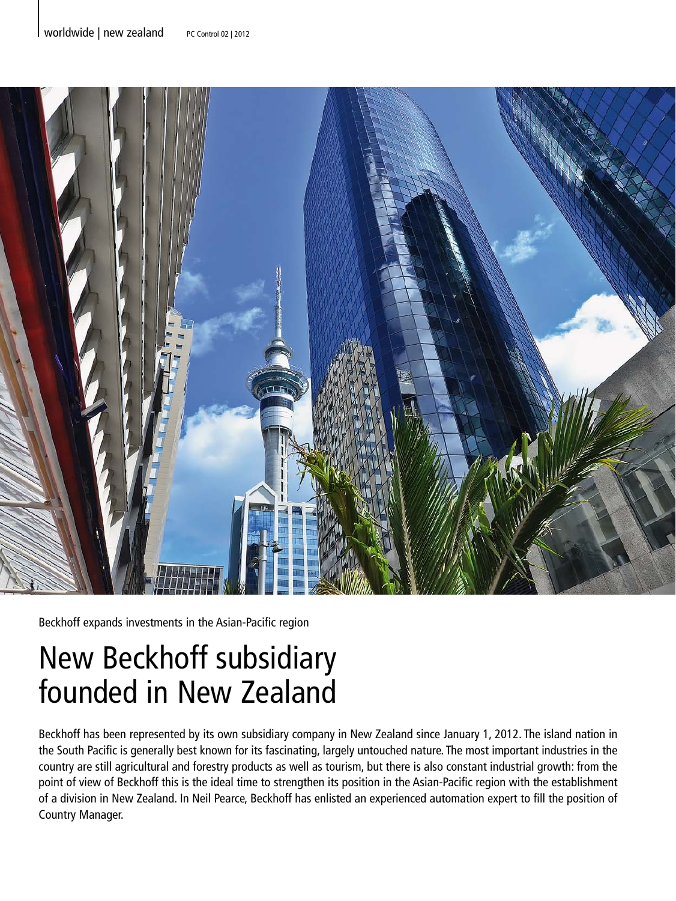Beckhoff expands investments in the Asian-Pacific region

# New Beckhoff subsidiary founded in New Zealand

Beckhoff has been represented by its own subsidiary company in New Zealand since January 1, 2012. The island nation in the South Pacific is generally best known for its fascinating, largely untouched nature. The most important industries in the country are still agricultural and forestry products as well as tourism, but there is also constant industrial growth: from the point of view of Beckhoff this is the ideal time to strengthen its position in the Asian-Pacific region with the establishment of a division in New Zealand. In Neil Pearce, Beckhoff has enlisted an experienced automation expert to fill the position of Country Manager.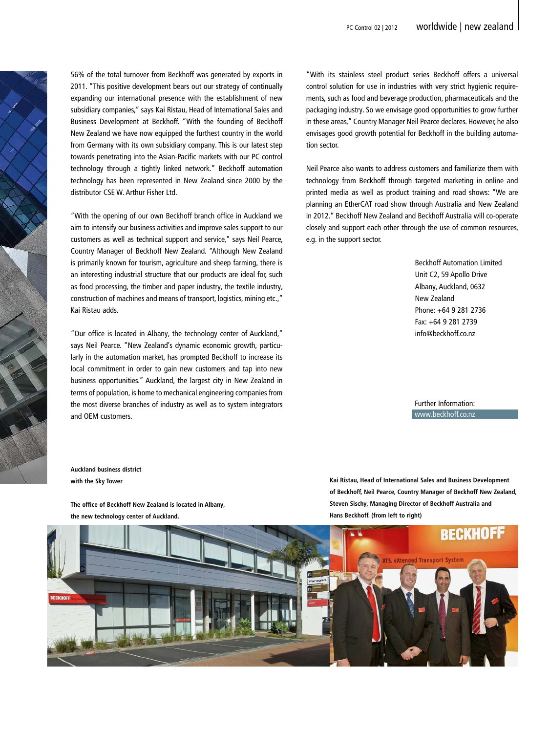56% of the total turnover from Beckhoff was generated by exports in 2011. "This positive development bears out our strategy of continually expanding our international presence with the establishment of new subsidiary companies," says Kai Ristau, Head of International Sales and Business Development at Beckhoff. "With the founding of Beckhoff New Zealand we have now equipped the furthest country in the world from Germany with its own subsidiary company. This is our latest step towards penetrating into the Asian-Pacific markets with our PC control technology through a tightly linked network." Beckhoff automation technology has been represented in New Zealand since 2000 by the distributor CSE W. Arthur Fisher Ltd.

"With the opening of our own Beckhoff branch office in Auckland we aim to intensify our business activities and improve sales support to our customers as well as technical support and service," says Neil Pearce, Country Manager of Beckhoff New Zealand. "Although New Zealand is primarily known for tourism, agriculture and sheep farming, there is an interesting industrial structure that our products are ideal for, such as food processing, the timber and paper industry, the textile industry, construction of machines and means of transport, logistics, mining etc.," Kai Ristau adds.

"Our office is located in Albany, the technology center of Auckland," says Neil Pearce. "New Zealand's dynamic economic growth, particularly in the automation market, has prompted Beckhoff to increase its local commitment in order to gain new customers and tap into new business opportunities." Auckland, the largest city in New Zealand in terms of population, is home to mechanical engineering companies from the most diverse branches of industry as well as to system integrators and OEM customers.

"With its stainless steel product series Beckhoff offers a universal control solution for use in industries with very strict hygienic requirements, such as food and beverage production, pharmaceuticals and the packaging industry. So we envisage good opportunities to grow further in these areas," Country Manager Neil Pearce declares. However, he also envisages good growth potential for Beckhoff in the building automation sector.

Neil Pearce also wants to address customers and familiarize them with technology from Beckhoff through targeted marketing in online and printed media as well as product training and road shows: "We are planning an EtherCAT road show through Australia and New Zealand in 2012." Beckhoff New Zealand and Beckhoff Australia will co-operate closely and support each other through the use of common resources, e.g. in the support sector.

Beckhoff Automation Limited
Unit C2, 59 Apollo Drive
Albany, Auckland, 0632
New Zealand
Phone: +64 9 281 2736
Fax: +64 9 281 2739
info@beckhoff.co.nz

Further Information:
www.beckhoff.co.nz

**Auckland business district with the Sky Tower**

**The office of Beckhoff New Zealand is located in Albany, the new technology center of Auckland.**

**Kai Ristau, Head of International Sales and Business Development of Beckhoff, Neil Pearce, Country Manager of Beckhoff New Zealand, Steven Sischy, Managing Director of Beckhoff Australia and Hans Beckhoff. (from left to right)**